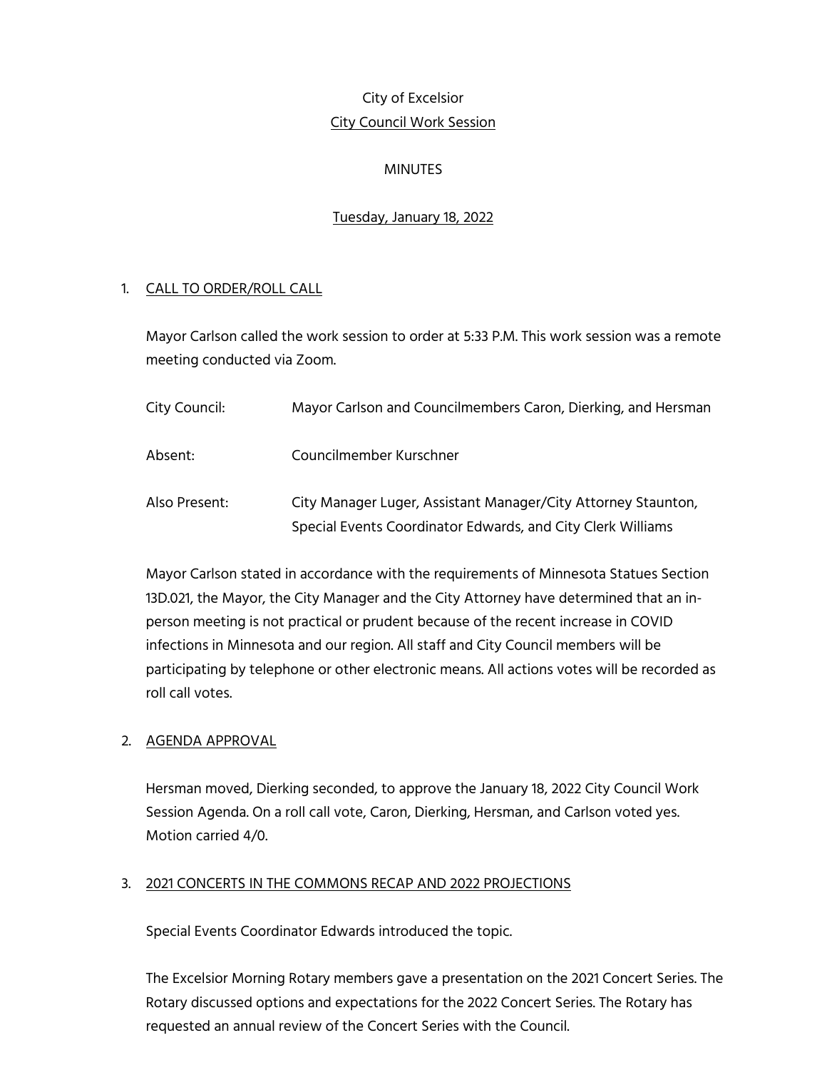City of Excelsior

City Council Work Session

MINUTES

Tuesday, January 18, 2022

1. CALL TO ORDER/ROLL CALL

   Mayor Carlson called the work session to order at 5:33 P.M. This work session was a remote meeting conducted via Zoom.

   | | |
   |---|---|
   | City Council: | Mayor Carlson and Councilmembers Caron, Dierking, and Hersman |
   | Absent: | Councilmember Kurschner |
   | Also Present: | City Manager Luger, Assistant Manager/City Attorney Staunton, Special Events Coordinator Edwards, and City Clerk Williams |

   Mayor Carlson stated in accordance with the requirements of Minnesota Statues Section 13D.021, the Mayor, the City Manager and the City Attorney have determined that an in-person meeting is not practical or prudent because of the recent increase in COVID infections in Minnesota and our region. All staff and City Council members will be participating by telephone or other electronic means. All actions votes will be recorded as roll call votes.

2. AGENDA APPROVAL

   Hersman moved, Dierking seconded, to approve the January 18, 2022 City Council Work Session Agenda. On a roll call vote, Caron, Dierking, Hersman, and Carlson voted yes. Motion carried 4/0.

3. 2021 CONCERTS IN THE COMMONS RECAP AND 2022 PROJECTIONS

   Special Events Coordinator Edwards introduced the topic.

   The Excelsior Morning Rotary members gave a presentation on the 2021 Concert Series. The Rotary discussed options and expectations for the 2022 Concert Series. The Rotary has requested an annual review of the Concert Series with the Council.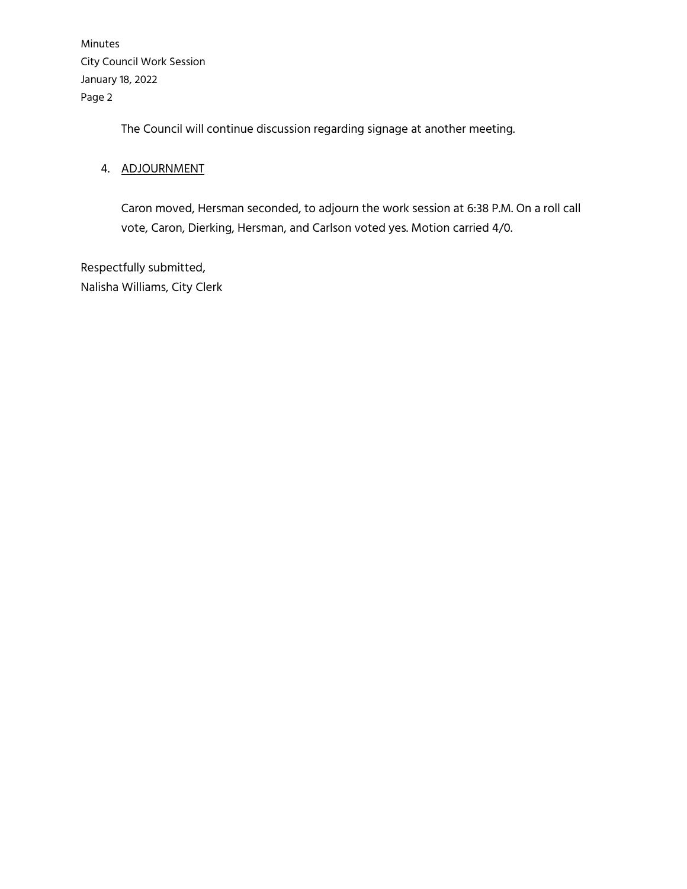The Council will continue discussion regarding signage at another meeting.

4. <u>ADJOURNMENT</u>

Caron moved, Hersman seconded, to adjourn the work session at 6:38 P.M. On a roll call vote, Caron, Dierking, Hersman, and Carlson voted yes. Motion carried 4/0.

Respectfully submitted,
Nalisha Williams, City Clerk